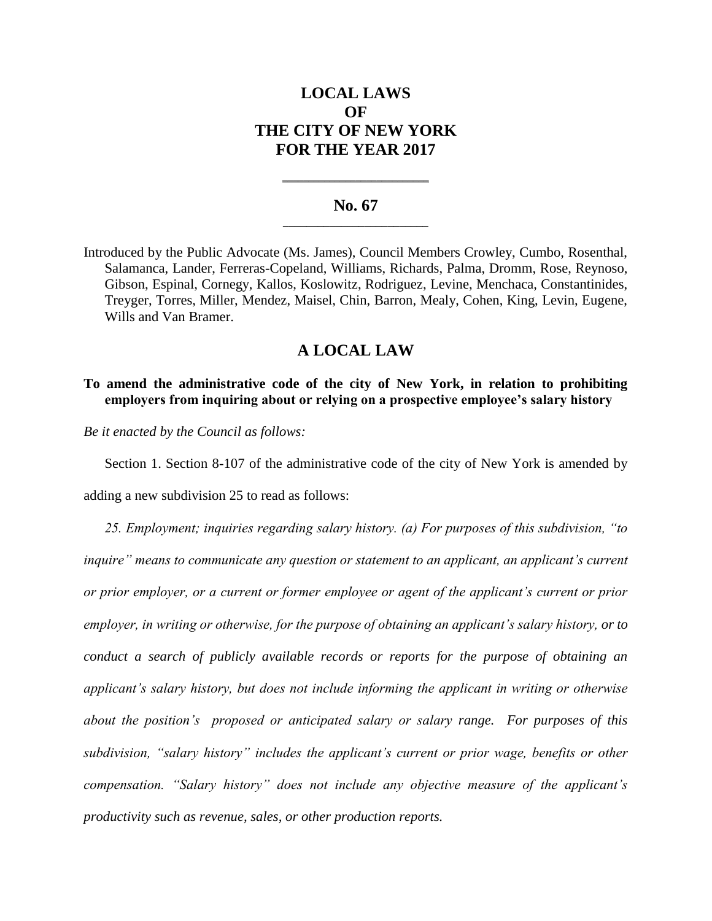# LOCAL LAWS
# OF
# THE CITY OF NEW YORK
# FOR THE YEAR 2017

---

## No. 67

---

Introduced by the Public Advocate (Ms. James), Council Members Crowley, Cumbo, Rosenthal, Salamanca, Lander, Ferreras-Copeland, Williams, Richards, Palma, Dromm, Rose, Reynoso, Gibson, Espinal, Cornegy, Kallos, Koslowitz, Rodriguez, Levine, Menchaca, Constantinides, Treyger, Torres, Miller, Mendez, Maisel, Chin, Barron, Mealy, Cohen, King, Levin, Eugene, Wills and Van Bramer.

## A LOCAL LAW

**To amend the administrative code of the city of New York, in relation to prohibiting employers from inquiring about or relying on a prospective employee's salary history**

*Be it enacted by the Council as follows:*

Section 1. Section 8-107 of the administrative code of the city of New York is amended by adding a new subdivision 25 to read as follows:

*25. Employment; inquiries regarding salary history. (a) For purposes of this subdivision, "to inquire" means to communicate any question or statement to an applicant, an applicant's current or prior employer, or a current or former employee or agent of the applicant's current or prior employer, in writing or otherwise, for the purpose of obtaining an applicant's salary history, or to conduct a search of publicly available records or reports for the purpose of obtaining an applicant's salary history, but does not include informing the applicant in writing or otherwise about the position's proposed or anticipated salary or salary range. For purposes of this subdivision, "salary history" includes the applicant's current or prior wage, benefits or other compensation. "Salary history" does not include any objective measure of the applicant's productivity such as revenue, sales, or other production reports.*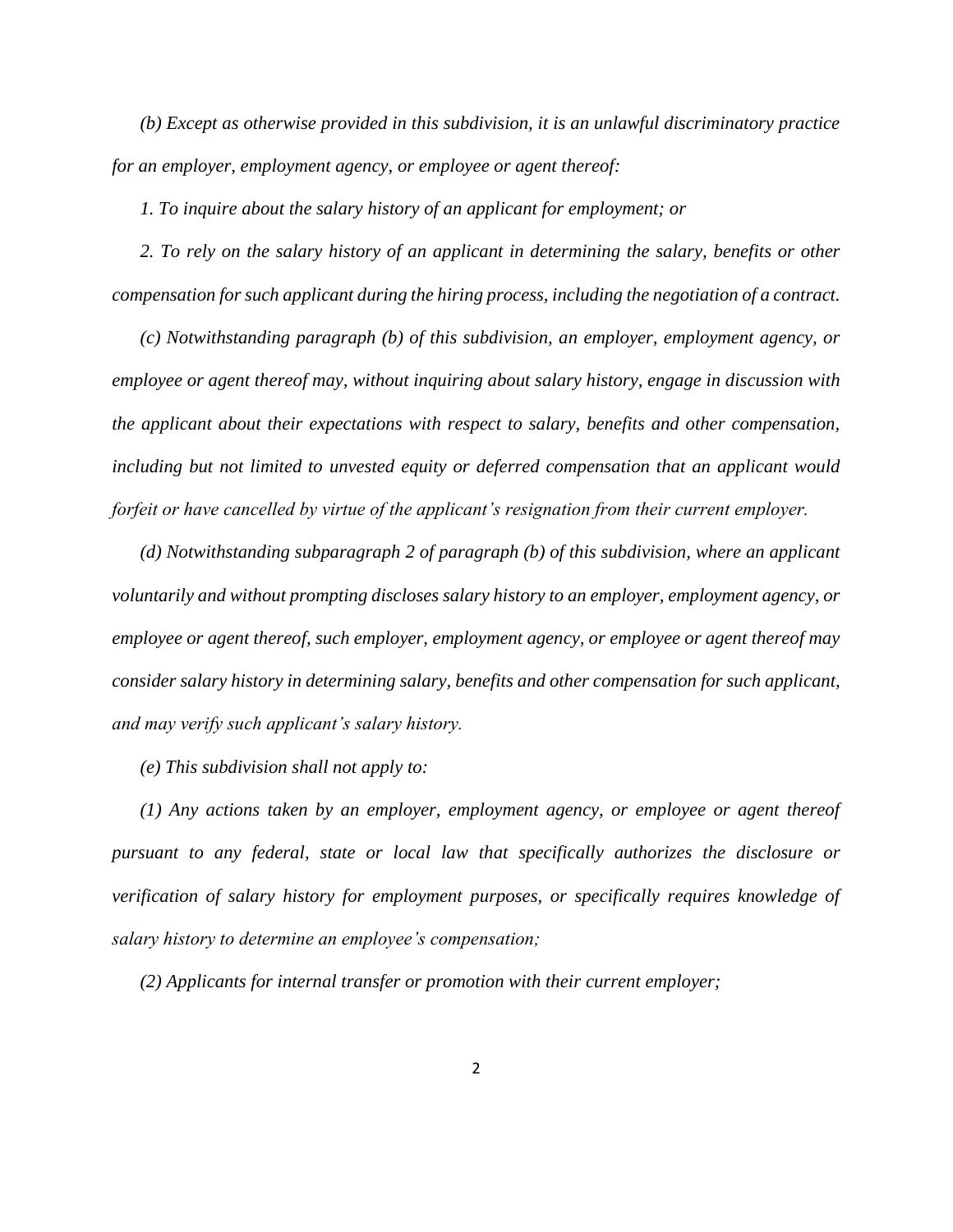*(b) Except as otherwise provided in this subdivision, it is an unlawful discriminatory practice for an employer, employment agency, or employee or agent thereof:*

*1. To inquire about the salary history of an applicant for employment; or*

*2. To rely on the salary history of an applicant in determining the salary, benefits or other compensation for such applicant during the hiring process, including the negotiation of a contract.*

*(c) Notwithstanding paragraph (b) of this subdivision, an employer, employment agency, or employee or agent thereof may, without inquiring about salary history, engage in discussion with the applicant about their expectations with respect to salary, benefits and other compensation, including but not limited to unvested equity or deferred compensation that an applicant would forfeit or have cancelled by virtue of the applicant's resignation from their current employer.*

*(d) Notwithstanding subparagraph 2 of paragraph (b) of this subdivision, where an applicant voluntarily and without prompting discloses salary history to an employer, employment agency, or employee or agent thereof, such employer, employment agency, or employee or agent thereof may consider salary history in determining salary, benefits and other compensation for such applicant, and may verify such applicant's salary history.*

*(e) This subdivision shall not apply to:*

*(1) Any actions taken by an employer, employment agency, or employee or agent thereof pursuant to any federal, state or local law that specifically authorizes the disclosure or verification of salary history for employment purposes, or specifically requires knowledge of salary history to determine an employee's compensation;*

*(2) Applicants for internal transfer or promotion with their current employer;*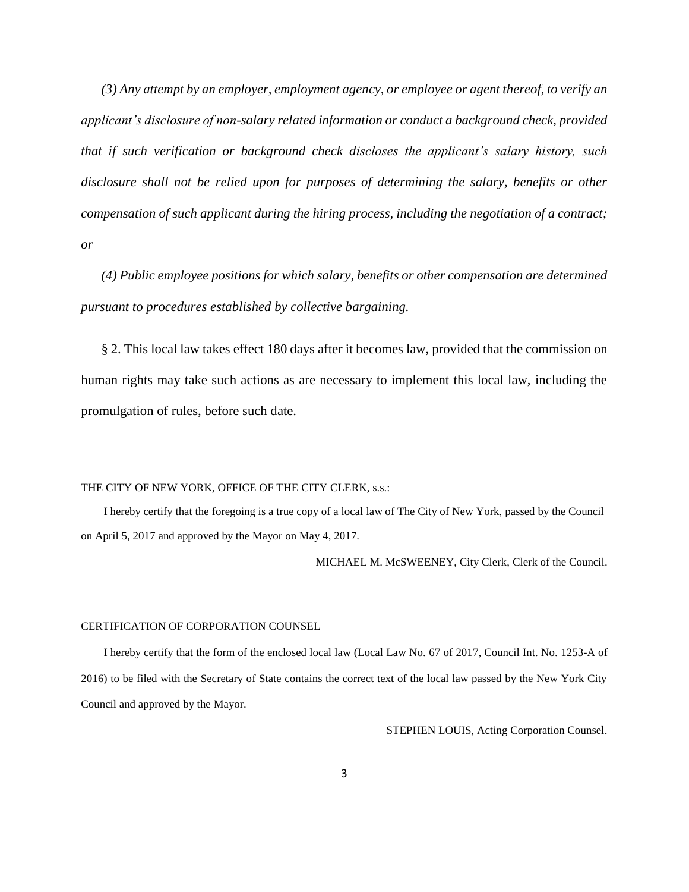*(3) Any attempt by an employer, employment agency, or employee or agent thereof, to verify an applicant's disclosure of non-salary related information or conduct a background check, provided that if such verification or background check discloses the applicant's salary history, such disclosure shall not be relied upon for purposes of determining the salary, benefits or other compensation of such applicant during the hiring process, including the negotiation of a contract; or*

*(4) Public employee positions for which salary, benefits or other compensation are determined pursuant to procedures established by collective bargaining.*

§ 2. This local law takes effect 180 days after it becomes law, provided that the commission on human rights may take such actions as are necessary to implement this local law, including the promulgation of rules, before such date.

THE CITY OF NEW YORK, OFFICE OF THE CITY CLERK, s.s.:

I hereby certify that the foregoing is a true copy of a local law of The City of New York, passed by the Council on April 5, 2017 and approved by the Mayor on May 4, 2017.

MICHAEL M. McSWEENEY, City Clerk, Clerk of the Council.

CERTIFICATION OF CORPORATION COUNSEL

I hereby certify that the form of the enclosed local law (Local Law No. 67 of 2017, Council Int. No. 1253-A of 2016) to be filed with the Secretary of State contains the correct text of the local law passed by the New York City Council and approved by the Mayor.

STEPHEN LOUIS, Acting Corporation Counsel.